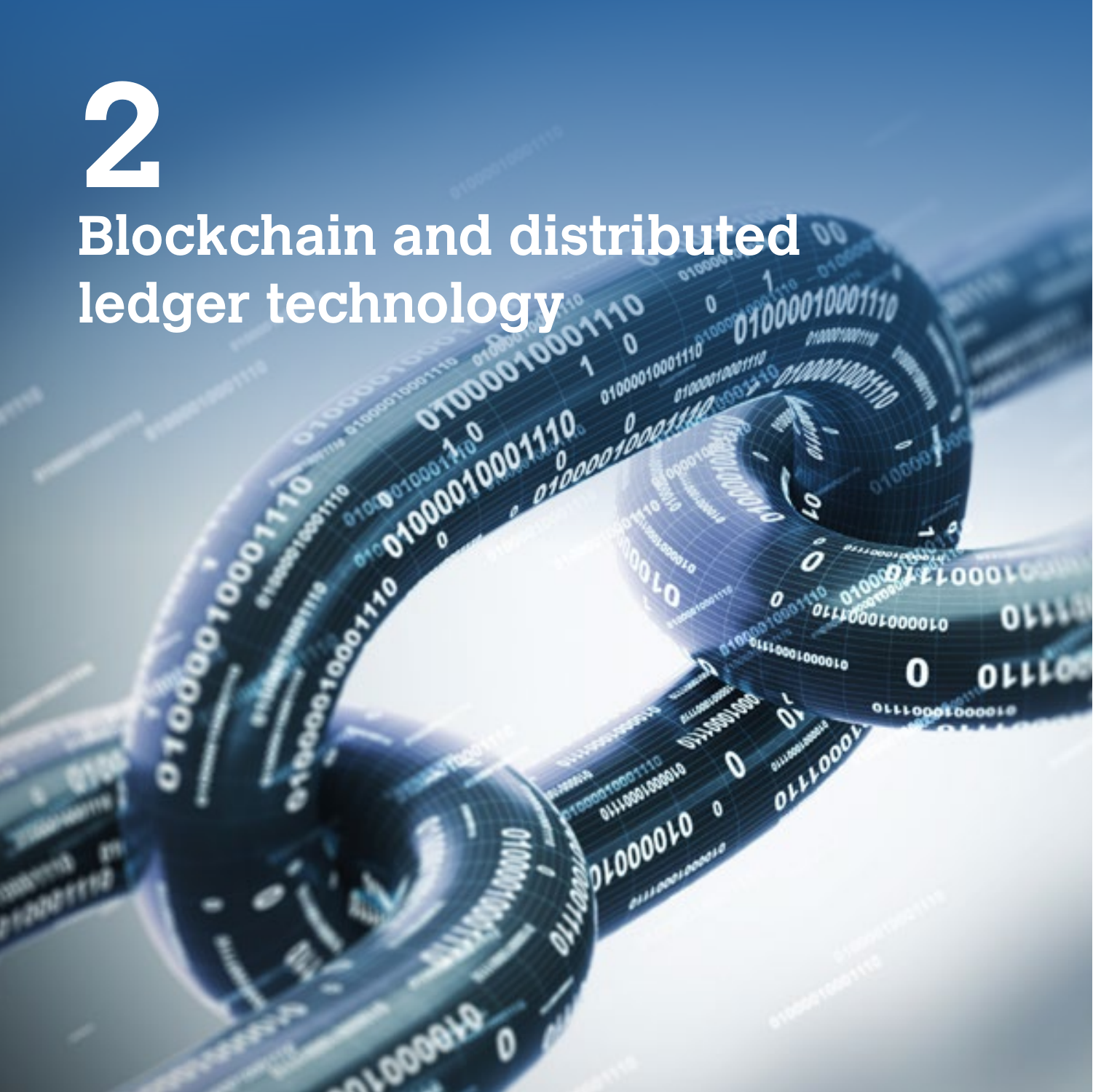# 2

# Blockchain and distributed ledger technology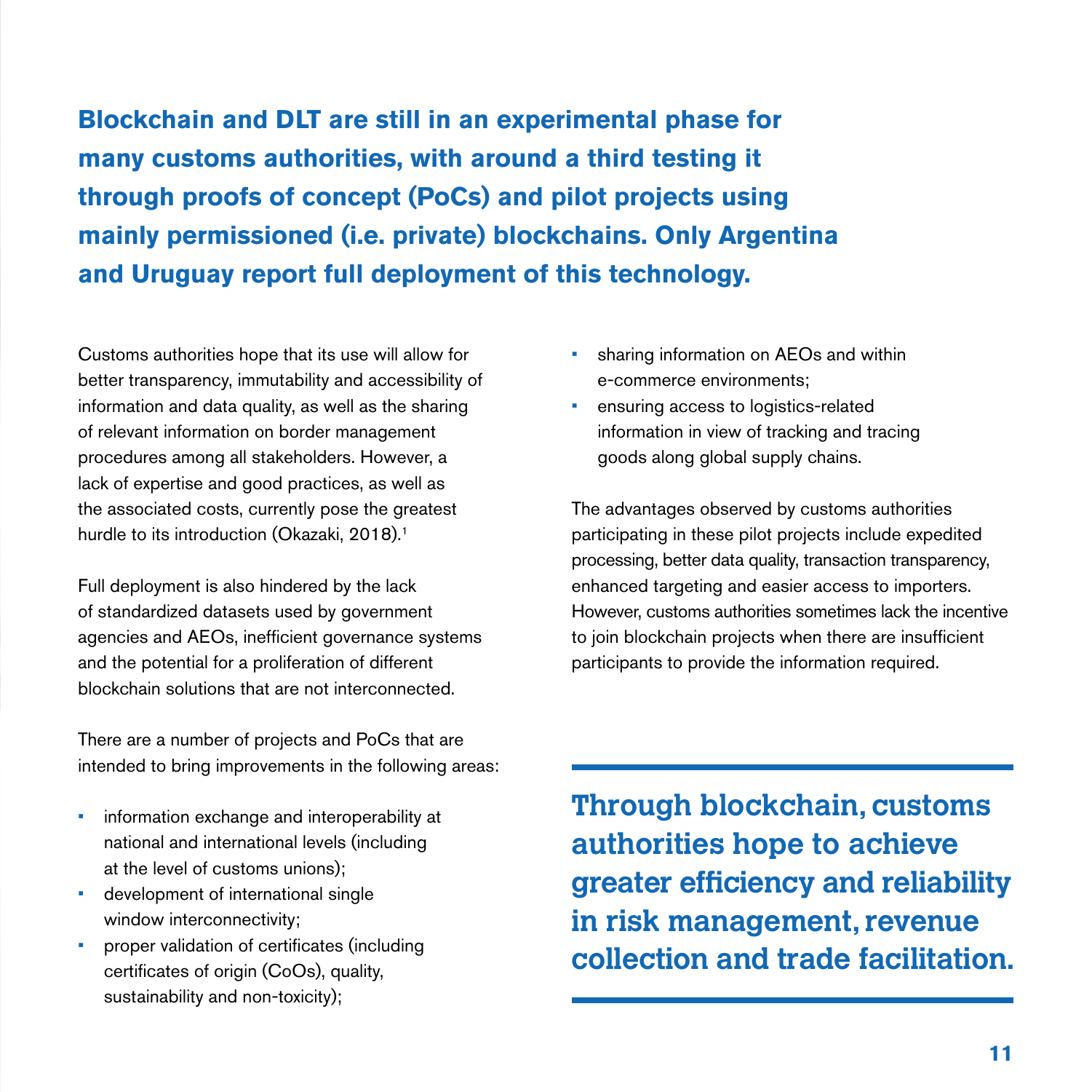**Blockchain and DLT are still in an experimental phase for many customs authorities, with around a third testing it through proofs of concept (PoCs) and pilot projects using mainly permissioned (i.e. private) blockchains. Only Argentina and Uruguay report full deployment of this technology.**

Customs authorities hope that its use will allow for better transparency, immutability and accessibility of information and data quality, as well as the sharing of relevant information on border management procedures among all stakeholders. However, a lack of expertise and good practices, as well as the associated costs, currently pose the greatest hurdle to its introduction (Okazaki, 2018).[1]

Full deployment is also hindered by the lack of standardized datasets used by government agencies and AEOs, inefficient governance systems and the potential for a proliferation of different blockchain solutions that are not interconnected.

There are a number of projects and PoCs that are intended to bring improvements in the following areas:

- information exchange and interoperability at national and international levels (including at the level of customs unions);
- development of international single window interconnectivity;
- proper validation of certificates (including certificates of origin (CoOs), quality, sustainability and non-toxicity);
- sharing information on AEOs and within e-commerce environments;
- ensuring access to logistics-related information in view of tracking and tracing goods along global supply chains.

The advantages observed by customs authorities participating in these pilot projects include expedited processing, better data quality, transaction transparency, enhanced targeting and easier access to importers. However, customs authorities sometimes lack the incentive to join blockchain projects when there are insufficient participants to provide the information required.

**Through blockchain, customs authorities hope to achieve greater efficiency and reliability in risk management, revenue collection and trade facilitation.**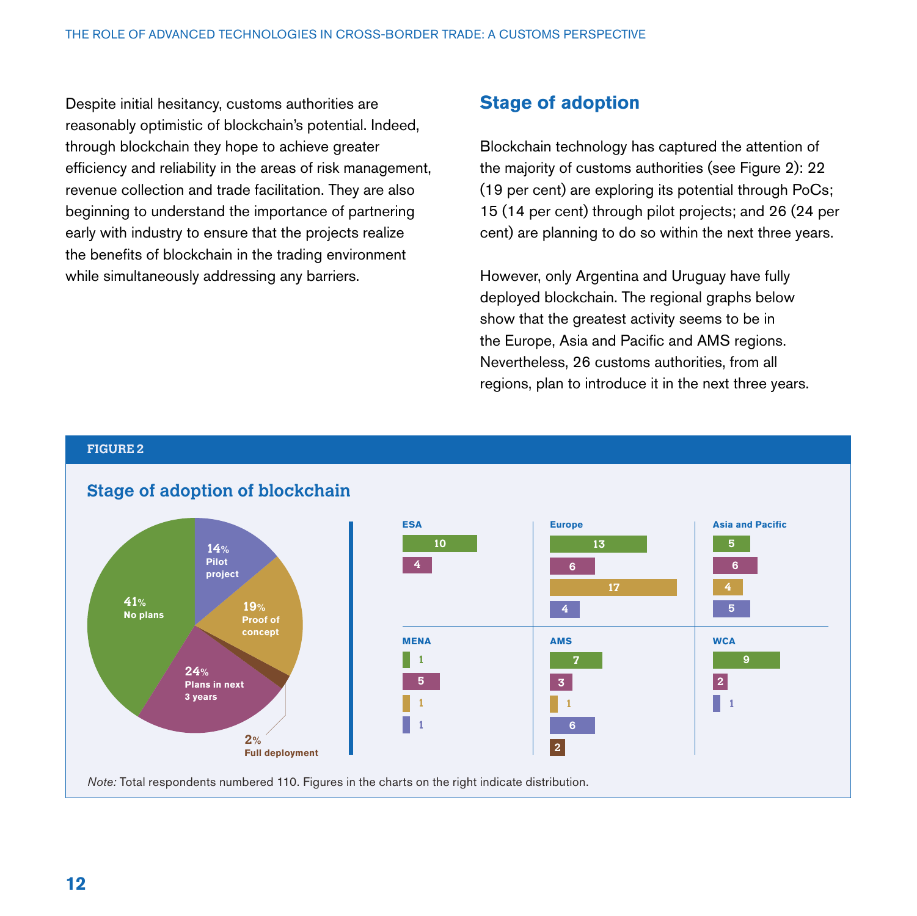Despite initial hesitancy, customs authorities are reasonably optimistic of blockchain's potential. Indeed, through blockchain they hope to achieve greater efficiency and reliability in the areas of risk management, revenue collection and trade facilitation. They are also beginning to understand the importance of partnering early with industry to ensure that the projects realize the benefits of blockchain in the trading environment while simultaneously addressing any barriers.

## Stage of adoption

Blockchain technology has captured the attention of the majority of customs authorities (see Figure 2): 22 (19 per cent) are exploring its potential through PoCs; 15 (14 per cent) through pilot projects; and 26 (24 per cent) are planning to do so within the next three years.

However, only Argentina and Uruguay have fully deployed blockchain. The regional graphs below show that the greatest activity seems to be in the Europe, Asia and Pacific and AMS regions. Nevertheless, 26 customs authorities, from all regions, plan to introduce it in the next three years.

**FIGURE 2**

### Stage of adoption of blockchain

| Stage | Share |
|---|---|
| No plans | 41% |
| Plans in next 3 years | 24% |
| Proof of concept | 19% |
| Pilot project | 14% |
| Full deployment | 2% |

| Region | No plans | Plans in next 3 years | Proof of concept | Pilot project | Full deployment |
|---|---|---|---|---|---|
| ESA | 10 | 4 | | | |
| Europe | 13 | 6 | 17 | 4 | |
| Asia and Pacific | 5 | 6 | 4 | 5 | |
| MENA | 1 | 5 | 1 | 1 | |
| AMS | 7 | 3 | 1 | 6 | 2 |
| WCA | 9 | 2 | | 1 | |

*Note:* Total respondents numbered 110. Figures in the charts on the right indicate distribution.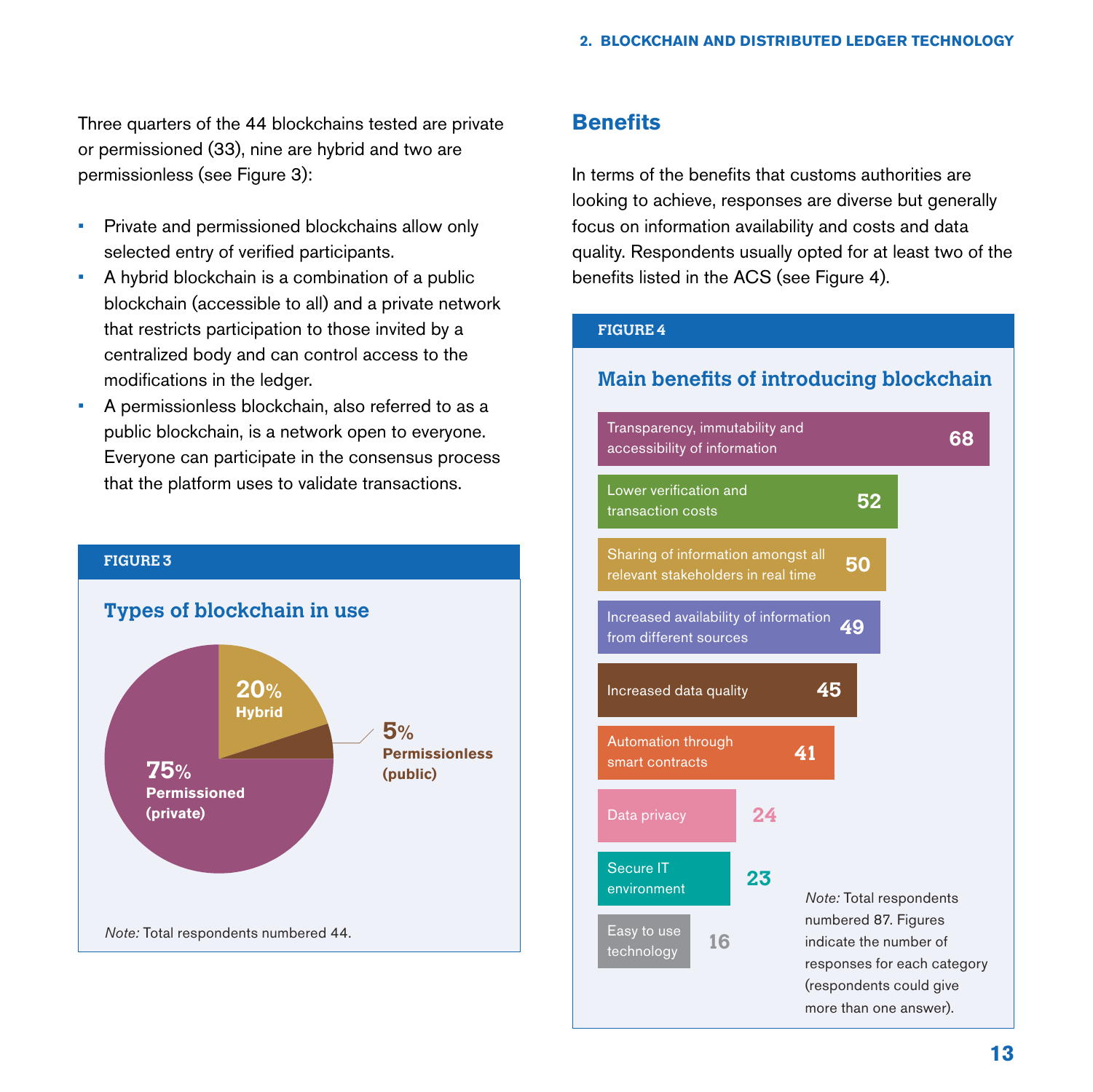Three quarters of the 44 blockchains tested are private or permissioned (33), nine are hybrid and two are permissionless (see Figure 3):

- Private and permissioned blockchains allow only selected entry of verified participants.
- A hybrid blockchain is a combination of a public blockchain (accessible to all) and a private network that restricts participation to those invited by a centralized body and can control access to the modifications in the ledger.
- A permissionless blockchain, also referred to as a public blockchain, is a network open to everyone. Everyone can participate in the consensus process that the platform uses to validate transactions.

**FIGURE 3**

**Types of blockchain in use**

| Type | Share |
|---|---|
| Permissioned (private) | 75% |
| Hybrid | 20% |
| Permissionless (public) | 5% |

*Note:* Total respondents numbered 44.

## Benefits

In terms of the benefits that customs authorities are looking to achieve, responses are diverse but generally focus on information availability and costs and data quality. Respondents usually opted for at least two of the benefits listed in the ACS (see Figure 4).

**FIGURE 4**

**Main benefits of introducing blockchain**

| Benefit | Responses |
|---|---|
| Transparency, immutability and accessibility of information | 68 |
| Lower verification and transaction costs | 52 |
| Sharing of information amongst all relevant stakeholders in real time | 50 |
| Increased availability of information from different sources | 49 |
| Increased data quality | 45 |
| Automation through smart contracts | 41 |
| Data privacy | 24 |
| Secure IT environment | 23 |
| Easy to use technology | 16 |

*Note:* Total respondents numbered 87. Figures indicate the number of responses for each category (respondents could give more than one answer).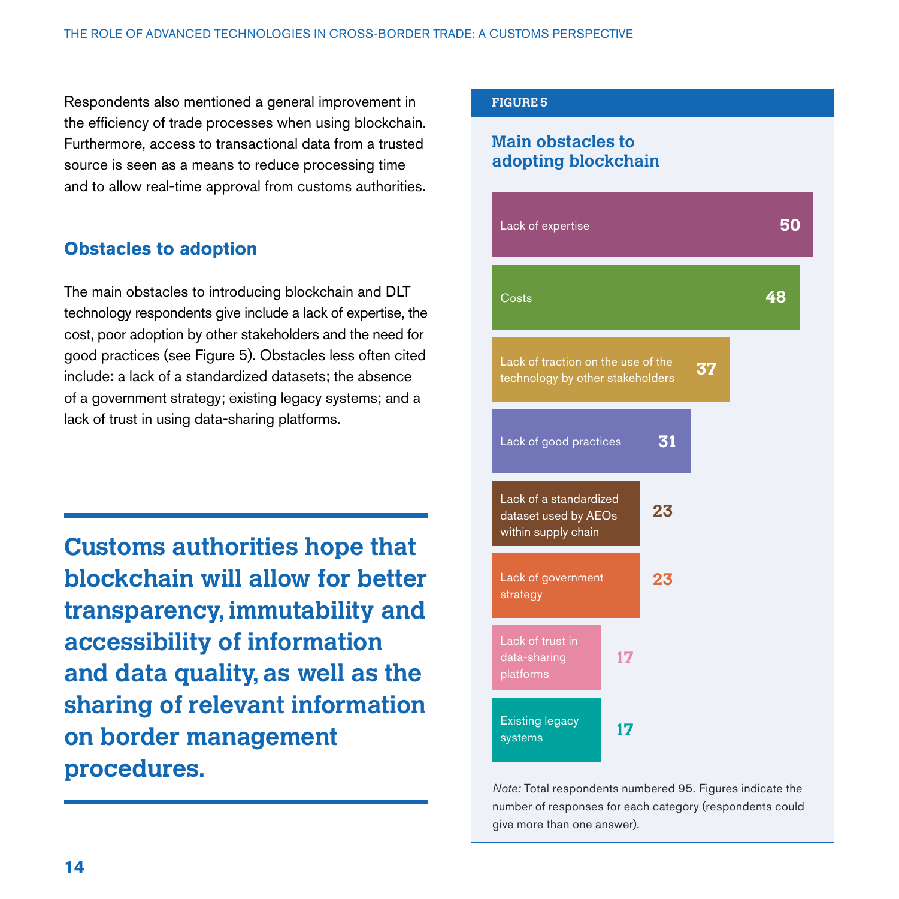Respondents also mentioned a general improvement in the efficiency of trade processes when using blockchain. Furthermore, access to transactional data from a trusted source is seen as a means to reduce processing time and to allow real-time approval from customs authorities.

## Obstacles to adoption

The main obstacles to introducing blockchain and DLT technology respondents give include a lack of expertise, the cost, poor adoption by other stakeholders and the need for good practices (see Figure 5). Obstacles less often cited include: a lack of a standardized datasets; the absence of a government strategy; existing legacy systems; and a lack of trust in using data-sharing platforms.

> **Customs authorities hope that blockchain will allow for better transparency, immutability and accessibility of information and data quality, as well as the sharing of relevant information on border management procedures.**

**FIGURE 5**

### Main obstacles to adopting blockchain

| Obstacle | Responses |
|---|---|
| Lack of expertise | 50 |
| Costs | 48 |
| Lack of traction on the use of the technology by other stakeholders | 37 |
| Lack of good practices | 31 |
| Lack of a standardized dataset used by AEOs within supply chain | 23 |
| Lack of government strategy | 23 |
| Lack of trust in data-sharing platforms | 17 |
| Existing legacy systems | 17 |

*Note:* Total respondents numbered 95. Figures indicate the number of responses for each category (respondents could give more than one answer).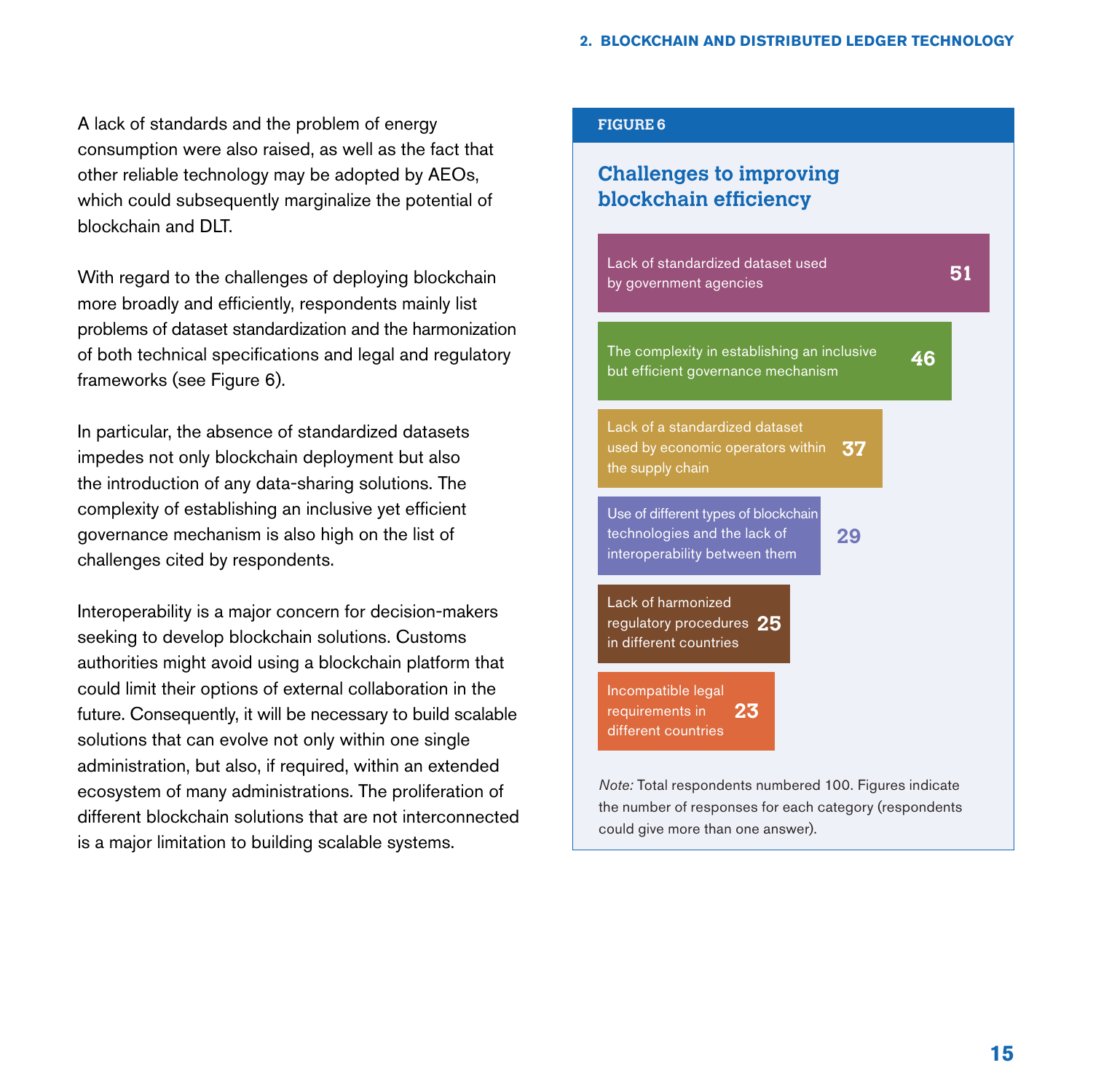A lack of standards and the problem of energy consumption were also raised, as well as the fact that other reliable technology may be adopted by AEOs, which could subsequently marginalize the potential of blockchain and DLT.

With regard to the challenges of deploying blockchain more broadly and efficiently, respondents mainly list problems of dataset standardization and the harmonization of both technical specifications and legal and regulatory frameworks (see Figure 6).

In particular, the absence of standardized datasets impedes not only blockchain deployment but also the introduction of any data-sharing solutions. The complexity of establishing an inclusive yet efficient governance mechanism is also high on the list of challenges cited by respondents.

Interoperability is a major concern for decision-makers seeking to develop blockchain solutions. Customs authorities might avoid using a blockchain platform that could limit their options of external collaboration in the future. Consequently, it will be necessary to build scalable solutions that can evolve not only within one single administration, but also, if required, within an extended ecosystem of many administrations. The proliferation of different blockchain solutions that are not interconnected is a major limitation to building scalable systems.

**FIGURE 6**

### Challenges to improving blockchain efficiency

| Challenge | Responses |
|---|---|
| Lack of standardized dataset used by government agencies | 51 |
| The complexity in establishing an inclusive but efficient governance mechanism | 46 |
| Lack of a standardized dataset used by economic operators within the supply chain | 37 |
| Use of different types of blockchain technologies and the lack of interoperability between them | 29 |
| Lack of harmonized regulatory procedures in different countries | 25 |
| Incompatible legal requirements in different countries | 23 |

*Note:* Total respondents numbered 100. Figures indicate the number of responses for each category (respondents could give more than one answer).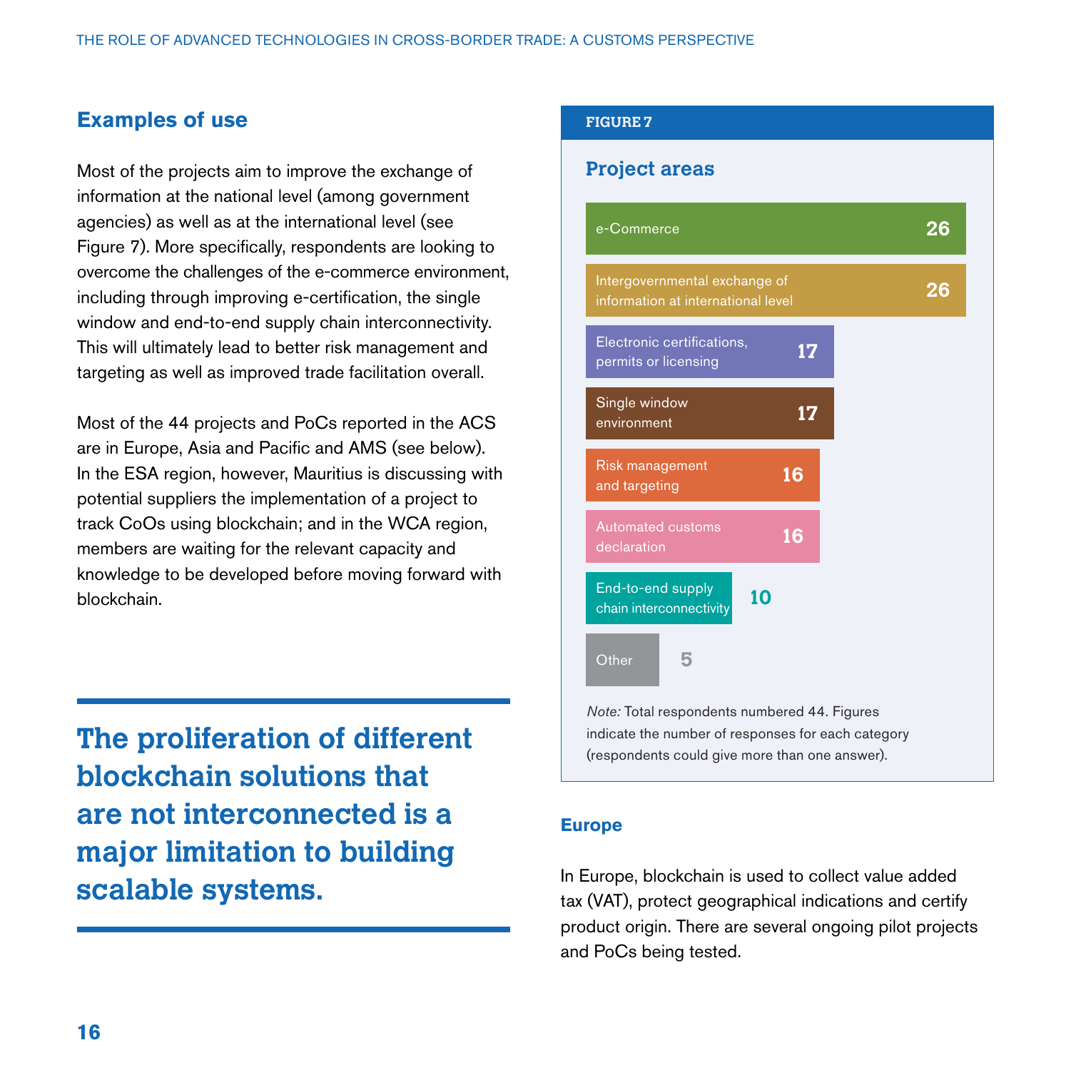## Examples of use

Most of the projects aim to improve the exchange of information at the national level (among government agencies) as well as at the international level (see Figure 7). More specifically, respondents are looking to overcome the challenges of the e-commerce environment, including through improving e-certification, the single window and end-to-end supply chain interconnectivity. This will ultimately lead to better risk management and targeting as well as improved trade facilitation overall.

Most of the 44 projects and PoCs reported in the ACS are in Europe, Asia and Pacific and AMS (see below). In the ESA region, however, Mauritius is discussing with potential suppliers the implementation of a project to track CoOs using blockchain; and in the WCA region, members are waiting for the relevant capacity and knowledge to be developed before moving forward with blockchain.

**The proliferation of different blockchain solutions that are not interconnected is a major limitation to building scalable systems.**

**FIGURE 7**

**Project areas**

| Project area | Responses |
|---|---|
| e-Commerce | 26 |
| Intergovernmental exchange of information at international level | 26 |
| Electronic certifications, permits or licensing | 17 |
| Single window environment | 17 |
| Risk management and targeting | 16 |
| Automated customs declaration | 16 |
| End-to-end supply chain interconnectivity | 10 |
| Other | 5 |

*Note:* Total respondents numbered 44. Figures indicate the number of responses for each category (respondents could give more than one answer).

### Europe

In Europe, blockchain is used to collect value added tax (VAT), protect geographical indications and certify product origin. There are several ongoing pilot projects and PoCs being tested.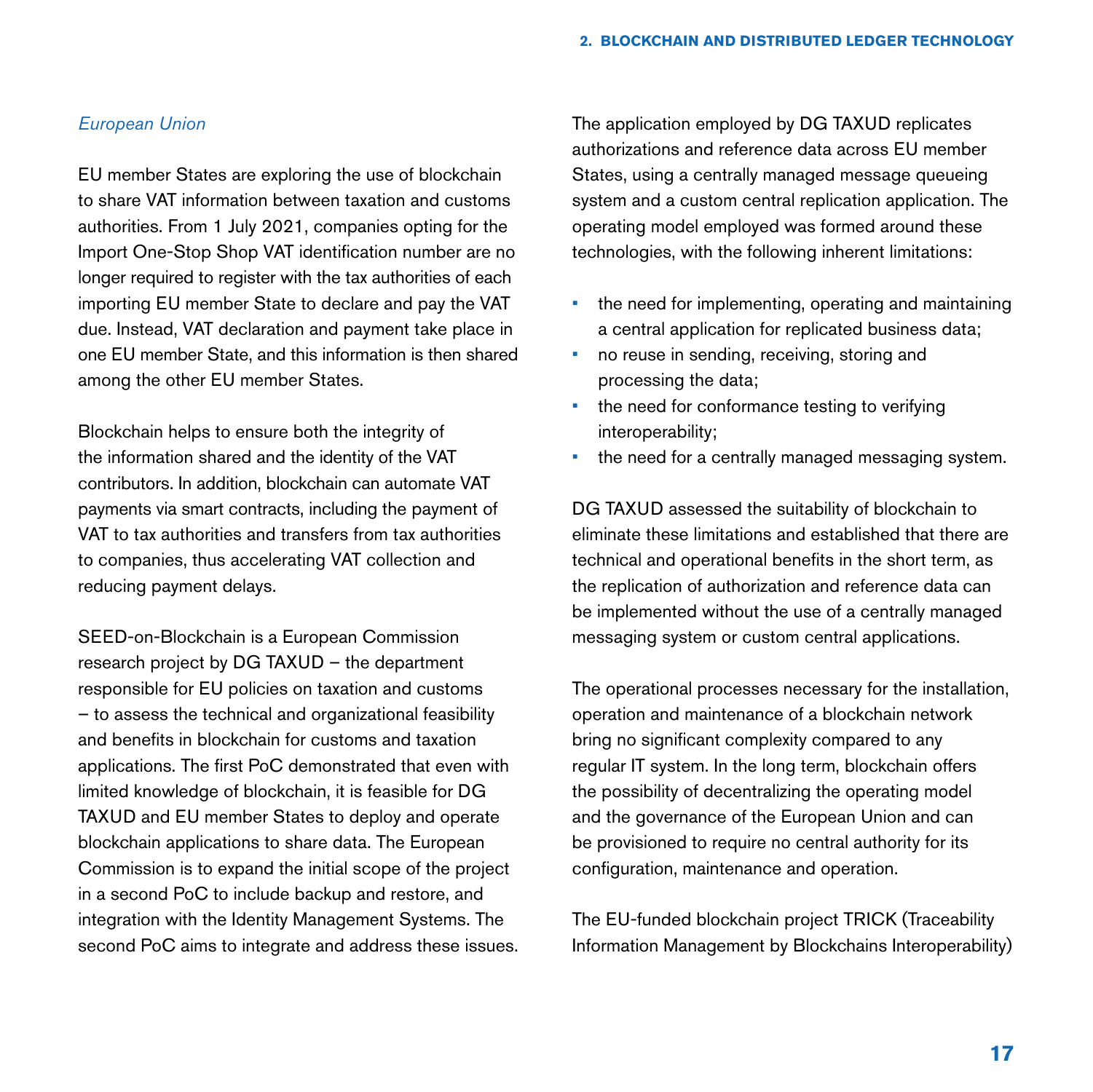*European Union*

EU member States are exploring the use of blockchain to share VAT information between taxation and customs authorities. From 1 July 2021, companies opting for the Import One-Stop Shop VAT identification number are no longer required to register with the tax authorities of each importing EU member State to declare and pay the VAT due. Instead, VAT declaration and payment take place in one EU member State, and this information is then shared among the other EU member States.

Blockchain helps to ensure both the integrity of the information shared and the identity of the VAT contributors. In addition, blockchain can automate VAT payments via smart contracts, including the payment of VAT to tax authorities and transfers from tax authorities to companies, thus accelerating VAT collection and reducing payment delays.

SEED-on-Blockchain is a European Commission research project by DG TAXUD – the department responsible for EU policies on taxation and customs – to assess the technical and organizational feasibility and benefits in blockchain for customs and taxation applications. The first PoC demonstrated that even with limited knowledge of blockchain, it is feasible for DG TAXUD and EU member States to deploy and operate blockchain applications to share data. The European Commission is to expand the initial scope of the project in a second PoC to include backup and restore, and integration with the Identity Management Systems. The second PoC aims to integrate and address these issues.

The application employed by DG TAXUD replicates authorizations and reference data across EU member States, using a centrally managed message queueing system and a custom central replication application. The operating model employed was formed around these technologies, with the following inherent limitations:

- the need for implementing, operating and maintaining a central application for replicated business data;
- no reuse in sending, receiving, storing and processing the data;
- the need for conformance testing to verifying interoperability;
- the need for a centrally managed messaging system.

DG TAXUD assessed the suitability of blockchain to eliminate these limitations and established that there are technical and operational benefits in the short term, as the replication of authorization and reference data can be implemented without the use of a centrally managed messaging system or custom central applications.

The operational processes necessary for the installation, operation and maintenance of a blockchain network bring no significant complexity compared to any regular IT system. In the long term, blockchain offers the possibility of decentralizing the operating model and the governance of the European Union and can be provisioned to require no central authority for its configuration, maintenance and operation.

The EU-funded blockchain project TRICK (Traceability Information Management by Blockchains Interoperability)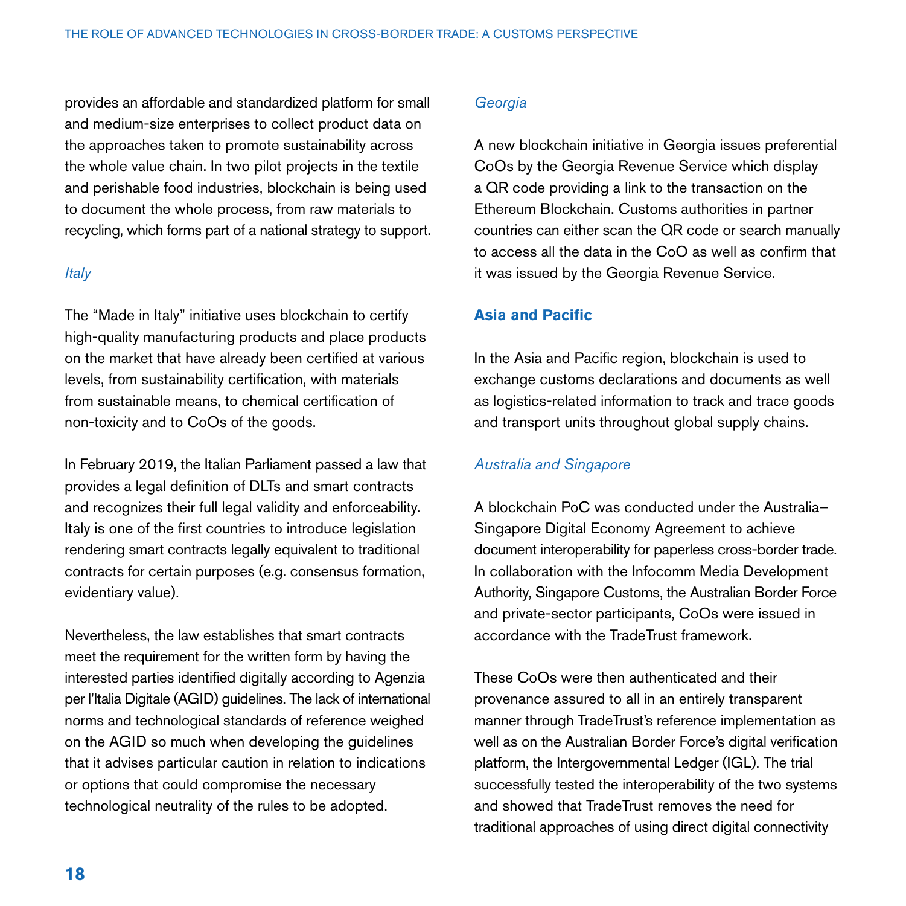provides an affordable and standardized platform for small and medium-size enterprises to collect product data on the approaches taken to promote sustainability across the whole value chain. In two pilot projects in the textile and perishable food industries, blockchain is being used to document the whole process, from raw materials to recycling, which forms part of a national strategy to support.

*Italy*

The "Made in Italy" initiative uses blockchain to certify high-quality manufacturing products and place products on the market that have already been certified at various levels, from sustainability certification, with materials from sustainable means, to chemical certification of non-toxicity and to CoOs of the goods.

In February 2019, the Italian Parliament passed a law that provides a legal definition of DLTs and smart contracts and recognizes their full legal validity and enforceability. Italy is one of the first countries to introduce legislation rendering smart contracts legally equivalent to traditional contracts for certain purposes (e.g. consensus formation, evidentiary value).

Nevertheless, the law establishes that smart contracts meet the requirement for the written form by having the interested parties identified digitally according to Agenzia per l'Italia Digitale (AGID) guidelines. The lack of international norms and technological standards of reference weighed on the AGID so much when developing the guidelines that it advises particular caution in relation to indications or options that could compromise the necessary technological neutrality of the rules to be adopted.

*Georgia*

A new blockchain initiative in Georgia issues preferential CoOs by the Georgia Revenue Service which display a QR code providing a link to the transaction on the Ethereum Blockchain. Customs authorities in partner countries can either scan the QR code or search manually to access all the data in the CoO as well as confirm that it was issued by the Georgia Revenue Service.

### Asia and Pacific

In the Asia and Pacific region, blockchain is used to exchange customs declarations and documents as well as logistics-related information to track and trace goods and transport units throughout global supply chains.

*Australia and Singapore*

A blockchain PoC was conducted under the Australia–Singapore Digital Economy Agreement to achieve document interoperability for paperless cross-border trade. In collaboration with the Infocomm Media Development Authority, Singapore Customs, the Australian Border Force and private-sector participants, CoOs were issued in accordance with the TradeTrust framework.

These CoOs were then authenticated and their provenance assured to all in an entirely transparent manner through TradeTrust's reference implementation as well as on the Australian Border Force's digital verification platform, the Intergovernmental Ledger (IGL). The trial successfully tested the interoperability of the two systems and showed that TradeTrust removes the need for traditional approaches of using direct digital connectivity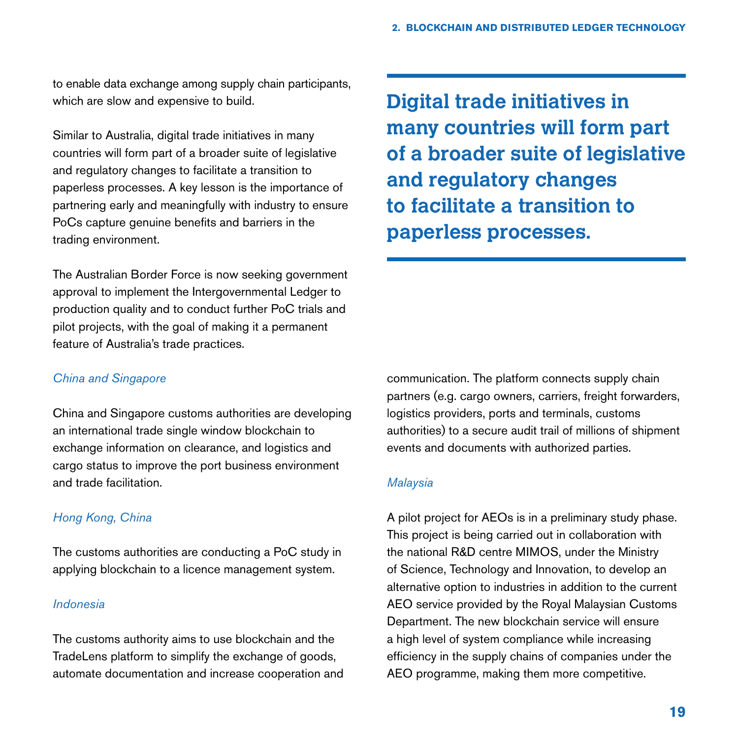to enable data exchange among supply chain participants, which are slow and expensive to build.

Similar to Australia, digital trade initiatives in many countries will form part of a broader suite of legislative and regulatory changes to facilitate a transition to paperless processes. A key lesson is the importance of partnering early and meaningfully with industry to ensure PoCs capture genuine benefits and barriers in the trading environment.

The Australian Border Force is now seeking government approval to implement the Intergovernmental Ledger to production quality and to conduct further PoC trials and pilot projects, with the goal of making it a permanent feature of Australia's trade practices.

> **Digital trade initiatives in many countries will form part of a broader suite of legislative and regulatory changes to facilitate a transition to paperless processes.**

*China and Singapore*

China and Singapore customs authorities are developing an international trade single window blockchain to exchange information on clearance, and logistics and cargo status to improve the port business environment and trade facilitation.

*Hong Kong, China*

The customs authorities are conducting a PoC study in applying blockchain to a licence management system.

*Indonesia*

The customs authority aims to use blockchain and the TradeLens platform to simplify the exchange of goods, automate documentation and increase cooperation and communication. The platform connects supply chain partners (e.g. cargo owners, carriers, freight forwarders, logistics providers, ports and terminals, customs authorities) to a secure audit trail of millions of shipment events and documents with authorized parties.

*Malaysia*

A pilot project for AEOs is in a preliminary study phase. This project is being carried out in collaboration with the national R&D centre MIMOS, under the Ministry of Science, Technology and Innovation, to develop an alternative option to industries in addition to the current AEO service provided by the Royal Malaysian Customs Department. The new blockchain service will ensure a high level of system compliance while increasing efficiency in the supply chains of companies under the AEO programme, making them more competitive.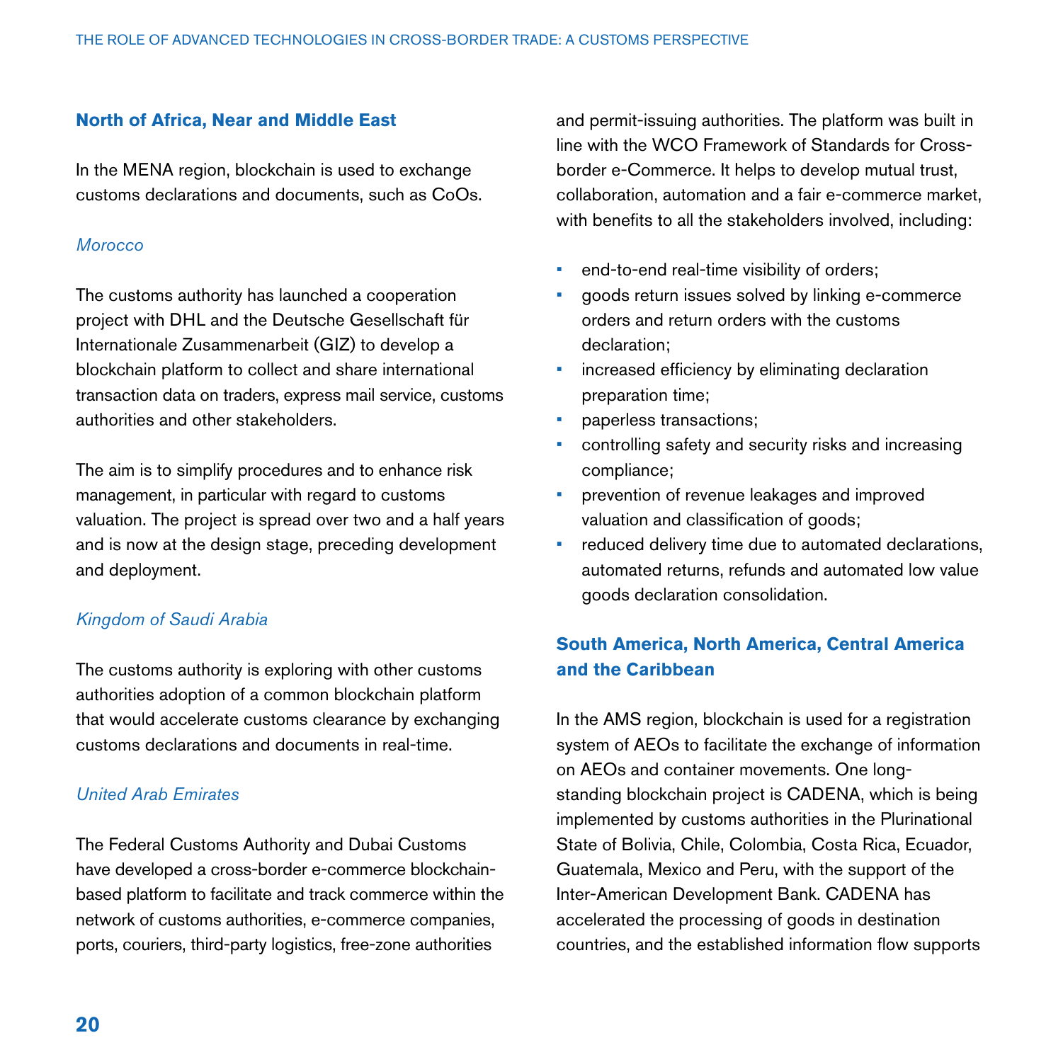## North of Africa, Near and Middle East

In the MENA region, blockchain is used to exchange customs declarations and documents, such as CoOs.

*Morocco*

The customs authority has launched a cooperation project with DHL and the Deutsche Gesellschaft für Internationale Zusammenarbeit (GIZ) to develop a blockchain platform to collect and share international transaction data on traders, express mail service, customs authorities and other stakeholders.

The aim is to simplify procedures and to enhance risk management, in particular with regard to customs valuation. The project is spread over two and a half years and is now at the design stage, preceding development and deployment.

*Kingdom of Saudi Arabia*

The customs authority is exploring with other customs authorities adoption of a common blockchain platform that would accelerate customs clearance by exchanging customs declarations and documents in real-time.

*United Arab Emirates*

The Federal Customs Authority and Dubai Customs have developed a cross-border e-commerce blockchain-based platform to facilitate and track commerce within the network of customs authorities, e-commerce companies, ports, couriers, third-party logistics, free-zone authorities and permit-issuing authorities. The platform was built in line with the WCO Framework of Standards for Cross-border e-Commerce. It helps to develop mutual trust, collaboration, automation and a fair e-commerce market, with benefits to all the stakeholders involved, including:

- end-to-end real-time visibility of orders;
- goods return issues solved by linking e-commerce orders and return orders with the customs declaration;
- increased efficiency by eliminating declaration preparation time;
- paperless transactions;
- controlling safety and security risks and increasing compliance;
- prevention of revenue leakages and improved valuation and classification of goods;
- reduced delivery time due to automated declarations, automated returns, refunds and automated low value goods declaration consolidation.

## South America, North America, Central America and the Caribbean

In the AMS region, blockchain is used for a registration system of AEOs to facilitate the exchange of information on AEOs and container movements. One long-standing blockchain project is CADENA, which is being implemented by customs authorities in the Plurinational State of Bolivia, Chile, Colombia, Costa Rica, Ecuador, Guatemala, Mexico and Peru, with the support of the Inter-American Development Bank. CADENA has accelerated the processing of goods in destination countries, and the established information flow supports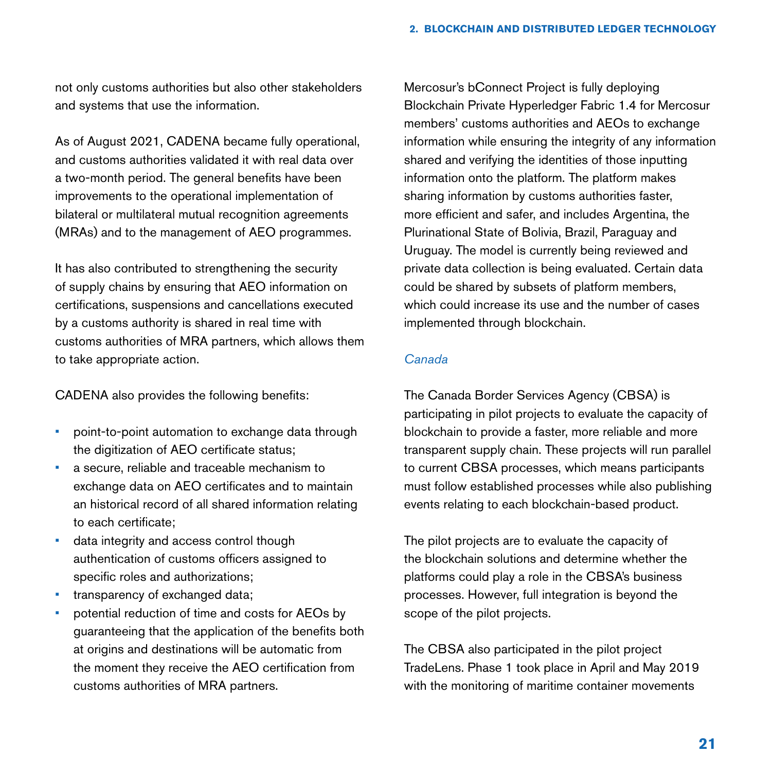not only customs authorities but also other stakeholders and systems that use the information.

As of August 2021, CADENA became fully operational, and customs authorities validated it with real data over a two-month period. The general benefits have been improvements to the operational implementation of bilateral or multilateral mutual recognition agreements (MRAs) and to the management of AEO programmes.

It has also contributed to strengthening the security of supply chains by ensuring that AEO information on certifications, suspensions and cancellations executed by a customs authority is shared in real time with customs authorities of MRA partners, which allows them to take appropriate action.

CADENA also provides the following benefits:

- point-to-point automation to exchange data through the digitization of AEO certificate status;
- a secure, reliable and traceable mechanism to exchange data on AEO certificates and to maintain an historical record of all shared information relating to each certificate;
- data integrity and access control though authentication of customs officers assigned to specific roles and authorizations;
- transparency of exchanged data;
- potential reduction of time and costs for AEOs by guaranteeing that the application of the benefits both at origins and destinations will be automatic from the moment they receive the AEO certification from customs authorities of MRA partners.

Mercosur's bConnect Project is fully deploying Blockchain Private Hyperledger Fabric 1.4 for Mercosur members' customs authorities and AEOs to exchange information while ensuring the integrity of any information shared and verifying the identities of those inputting information onto the platform. The platform makes sharing information by customs authorities faster, more efficient and safer, and includes Argentina, the Plurinational State of Bolivia, Brazil, Paraguay and Uruguay. The model is currently being reviewed and private data collection is being evaluated. Certain data could be shared by subsets of platform members, which could increase its use and the number of cases implemented through blockchain.

*Canada*

The Canada Border Services Agency (CBSA) is participating in pilot projects to evaluate the capacity of blockchain to provide a faster, more reliable and more transparent supply chain. These projects will run parallel to current CBSA processes, which means participants must follow established processes while also publishing events relating to each blockchain-based product.

The pilot projects are to evaluate the capacity of the blockchain solutions and determine whether the platforms could play a role in the CBSA's business processes. However, full integration is beyond the scope of the pilot projects.

The CBSA also participated in the pilot project TradeLens. Phase 1 took place in April and May 2019 with the monitoring of maritime container movements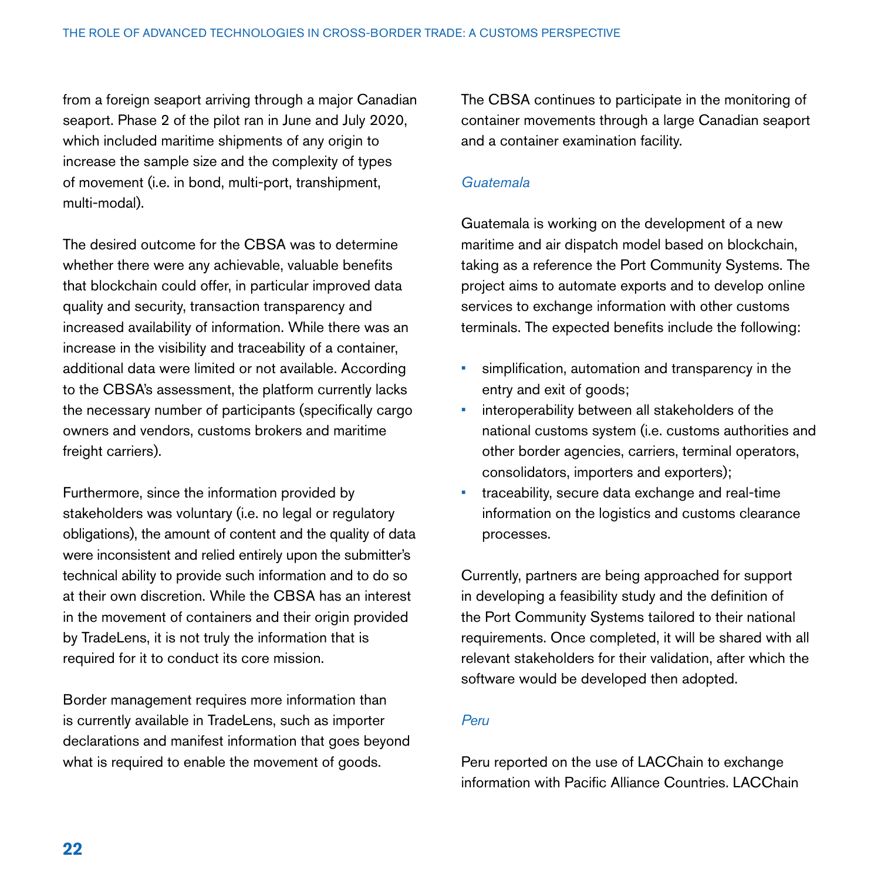from a foreign seaport arriving through a major Canadian seaport. Phase 2 of the pilot ran in June and July 2020, which included maritime shipments of any origin to increase the sample size and the complexity of types of movement (i.e. in bond, multi-port, transhipment, multi-modal).

The desired outcome for the CBSA was to determine whether there were any achievable, valuable benefits that blockchain could offer, in particular improved data quality and security, transaction transparency and increased availability of information. While there was an increase in the visibility and traceability of a container, additional data were limited or not available. According to the CBSA's assessment, the platform currently lacks the necessary number of participants (specifically cargo owners and vendors, customs brokers and maritime freight carriers).

Furthermore, since the information provided by stakeholders was voluntary (i.e. no legal or regulatory obligations), the amount of content and the quality of data were inconsistent and relied entirely upon the submitter's technical ability to provide such information and to do so at their own discretion. While the CBSA has an interest in the movement of containers and their origin provided by TradeLens, it is not truly the information that is required for it to conduct its core mission.

Border management requires more information than is currently available in TradeLens, such as importer declarations and manifest information that goes beyond what is required to enable the movement of goods.

The CBSA continues to participate in the monitoring of container movements through a large Canadian seaport and a container examination facility.

*Guatemala*

Guatemala is working on the development of a new maritime and air dispatch model based on blockchain, taking as a reference the Port Community Systems. The project aims to automate exports and to develop online services to exchange information with other customs terminals. The expected benefits include the following:

- simplification, automation and transparency in the entry and exit of goods;
- interoperability between all stakeholders of the national customs system (i.e. customs authorities and other border agencies, carriers, terminal operators, consolidators, importers and exporters);
- traceability, secure data exchange and real-time information on the logistics and customs clearance processes.

Currently, partners are being approached for support in developing a feasibility study and the definition of the Port Community Systems tailored to their national requirements. Once completed, it will be shared with all relevant stakeholders for their validation, after which the software would be developed then adopted.

*Peru*

Peru reported on the use of LACChain to exchange information with Pacific Alliance Countries. LACChain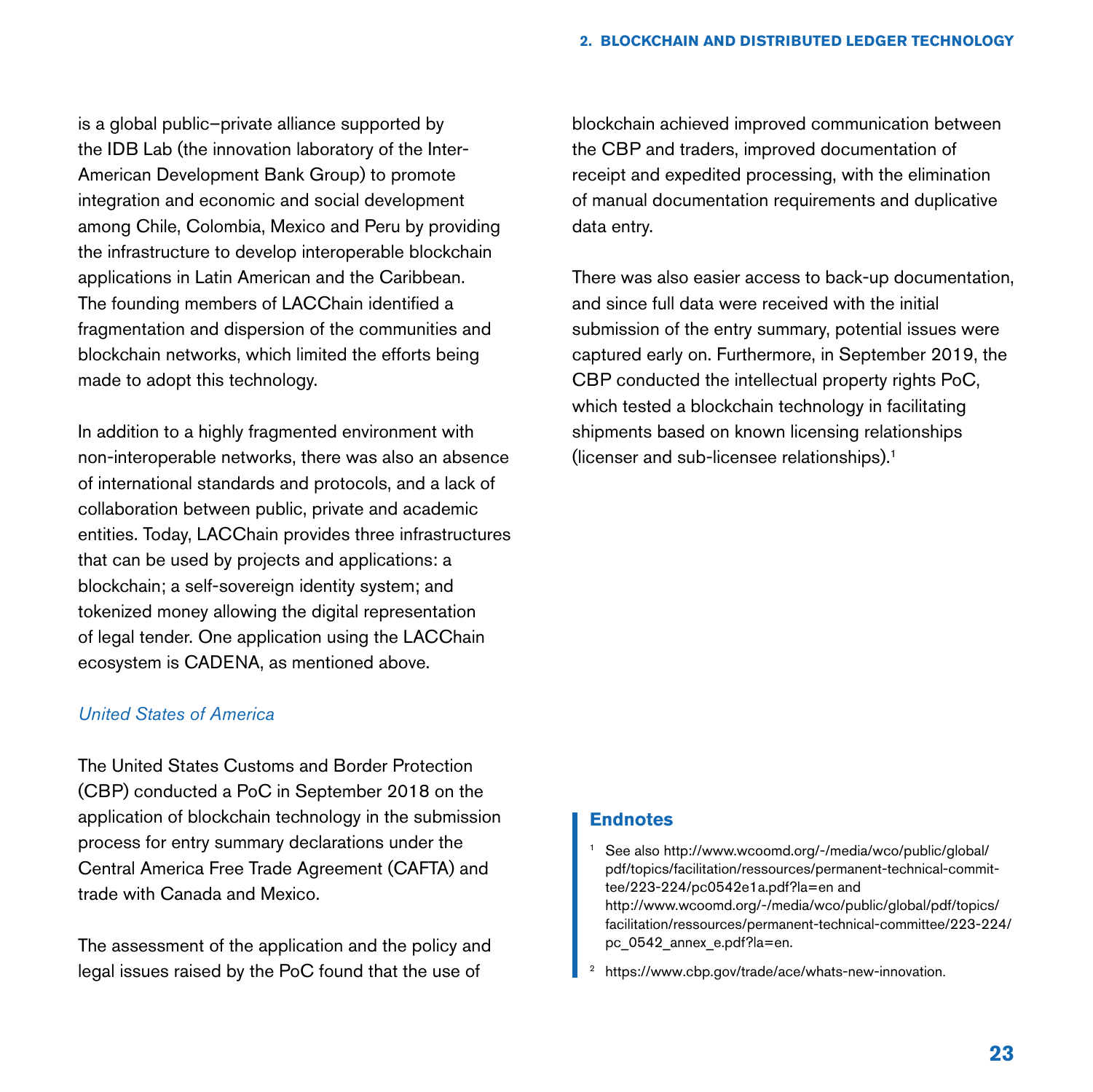is a global public–private alliance supported by the IDB Lab (the innovation laboratory of the Inter-American Development Bank Group) to promote integration and economic and social development among Chile, Colombia, Mexico and Peru by providing the infrastructure to develop interoperable blockchain applications in Latin American and the Caribbean. The founding members of LACChain identified a fragmentation and dispersion of the communities and blockchain networks, which limited the efforts being made to adopt this technology.

In addition to a highly fragmented environment with non-interoperable networks, there was also an absence of international standards and protocols, and a lack of collaboration between public, private and academic entities. Today, LACChain provides three infrastructures that can be used by projects and applications: a blockchain; a self-sovereign identity system; and tokenized money allowing the digital representation of legal tender. One application using the LACChain ecosystem is CADENA, as mentioned above.

*United States of America*

The United States Customs and Border Protection (CBP) conducted a PoC in September 2018 on the application of blockchain technology in the submission process for entry summary declarations under the Central America Free Trade Agreement (CAFTA) and trade with Canada and Mexico.

The assessment of the application and the policy and legal issues raised by the PoC found that the use of blockchain achieved improved communication between the CBP and traders, improved documentation of receipt and expedited processing, with the elimination of manual documentation requirements and duplicative data entry.

There was also easier access to back-up documentation, and since full data were received with the initial submission of the entry summary, potential issues were captured early on. Furthermore, in September 2019, the CBP conducted the intellectual property rights PoC, which tested a blockchain technology in facilitating shipments based on known licensing relationships (licenser and sub-licensee relationships).[1]

## Endnotes

1. See also http://www.wcoomd.org/-/media/wco/public/global/pdf/topics/facilitation/ressources/permanent-technical-committee/223-224/pc0542e1a.pdf?la=en and http://www.wcoomd.org/-/media/wco/public/global/pdf/topics/facilitation/ressources/permanent-technical-committee/223-224/pc_0542_annex_e.pdf?la=en.
2. https://www.cbp.gov/trade/ace/whats-new-innovation.